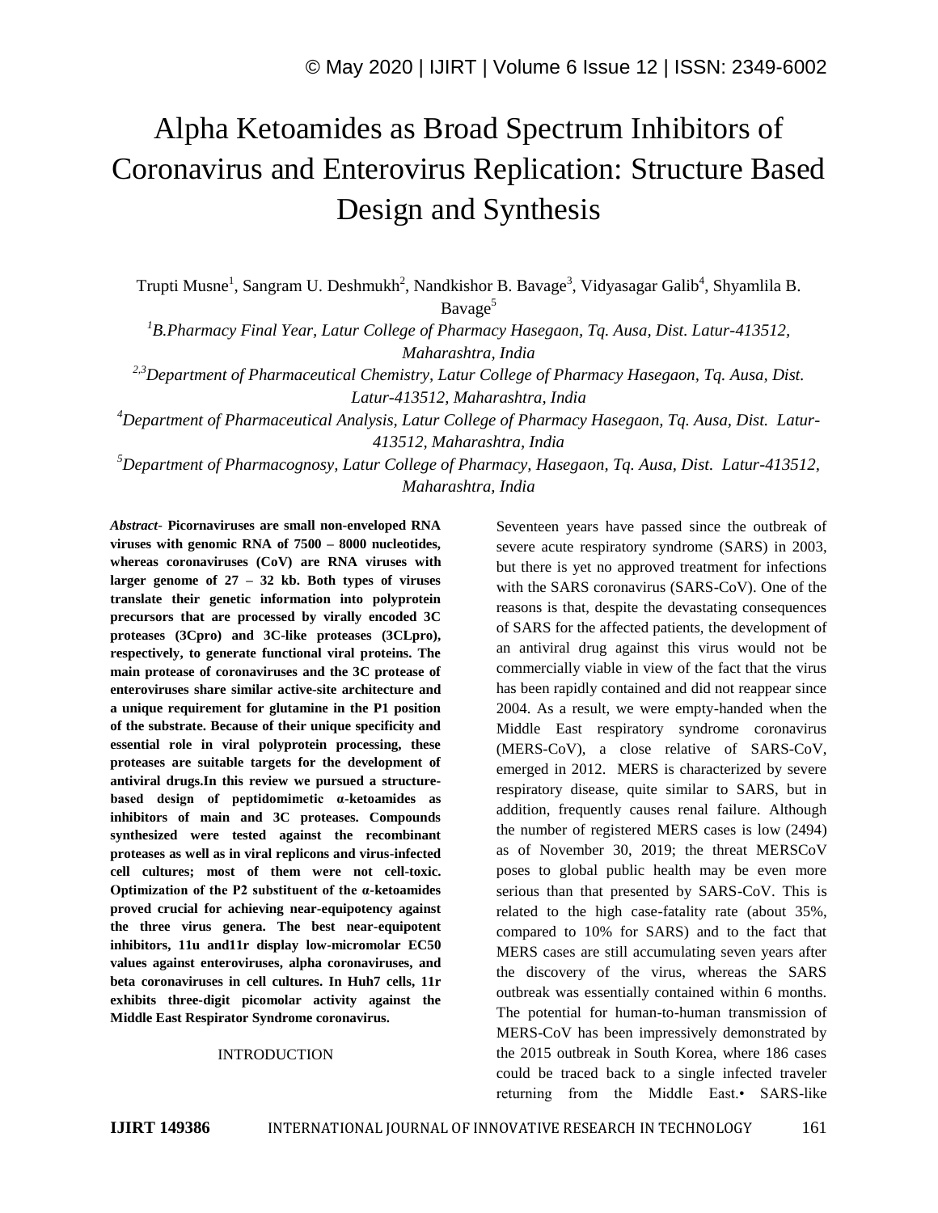# Alpha Ketoamides as Broad Spectrum Inhibitors of Coronavirus and Enterovirus Replication: Structure Based Design and Synthesis

Trupti Musne[1], Sangram U. Deshmukh[2], Nandkishor B. Bavage[3], Vidyasagar Galib[4], Shyamlila B. Bavage[5]

[1]*B.Pharmacy Final Year, Latur College of Pharmacy Hasegaon, Tq. Ausa, Dist. Latur-413512, Maharashtra, India*

[2,3]*Department of Pharmaceutical Chemistry, Latur College of Pharmacy Hasegaon, Tq. Ausa, Dist. Latur-413512, Maharashtra, India*

[4]*Department of Pharmaceutical Analysis, Latur College of Pharmacy Hasegaon, Tq. Ausa, Dist. Latur-413512, Maharashtra, India*

[5]*Department of Pharmacognosy, Latur College of Pharmacy, Hasegaon, Tq. Ausa, Dist. Latur-413512, Maharashtra, India*

***Abstract-*** **Picornaviruses are small non-enveloped RNA viruses with genomic RNA of 7500 – 8000 nucleotides, whereas coronaviruses (CoV) are RNA viruses with larger genome of 27 – 32 kb. Both types of viruses translate their genetic information into polyprotein precursors that are processed by virally encoded 3C proteases (3Cpro) and 3C-like proteases (3CLpro), respectively, to generate functional viral proteins. The main protease of coronaviruses and the 3C protease of enteroviruses share similar active-site architecture and a unique requirement for glutamine in the P1 position of the substrate. Because of their unique specificity and essential role in viral polyprotein processing, these proteases are suitable targets for the development of antiviral drugs.In this review we pursued a structure-based design of peptidomimetic α-ketoamides as inhibitors of main and 3C proteases. Compounds synthesized were tested against the recombinant proteases as well as in viral replicons and virus-infected cell cultures; most of them were not cell-toxic. Optimization of the P2 substituent of the α-ketoamides proved crucial for achieving near-equipotency against the three virus genera. The best near-equipotent inhibitors, 11u and11r display low-micromolar EC50 values against enteroviruses, alpha coronaviruses, and beta coronaviruses in cell cultures. In Huh7 cells, 11r exhibits three-digit picomolar activity against the Middle East Respirator Syndrome coronavirus.**

## INTRODUCTION

Seventeen years have passed since the outbreak of severe acute respiratory syndrome (SARS) in 2003, but there is yet no approved treatment for infections with the SARS coronavirus (SARS-CoV). One of the reasons is that, despite the devastating consequences of SARS for the affected patients, the development of an antiviral drug against this virus would not be commercially viable in view of the fact that the virus has been rapidly contained and did not reappear since 2004. As a result, we were empty-handed when the Middle East respiratory syndrome coronavirus (MERS-CoV), a close relative of SARS-CoV, emerged in 2012. MERS is characterized by severe respiratory disease, quite similar to SARS, but in addition, frequently causes renal failure. Although the number of registered MERS cases is low (2494) as of November 30, 2019; the threat MERSCoV poses to global public health may be even more serious than that presented by SARS-CoV. This is related to the high case-fatality rate (about 35%, compared to 10% for SARS) and to the fact that MERS cases are still accumulating seven years after the discovery of the virus, whereas the SARS outbreak was essentially contained within 6 months. The potential for human-to-human transmission of MERS-CoV has been impressively demonstrated by the 2015 outbreak in South Korea, where 186 cases could be traced back to a single infected traveler returning from the Middle East.• SARS-like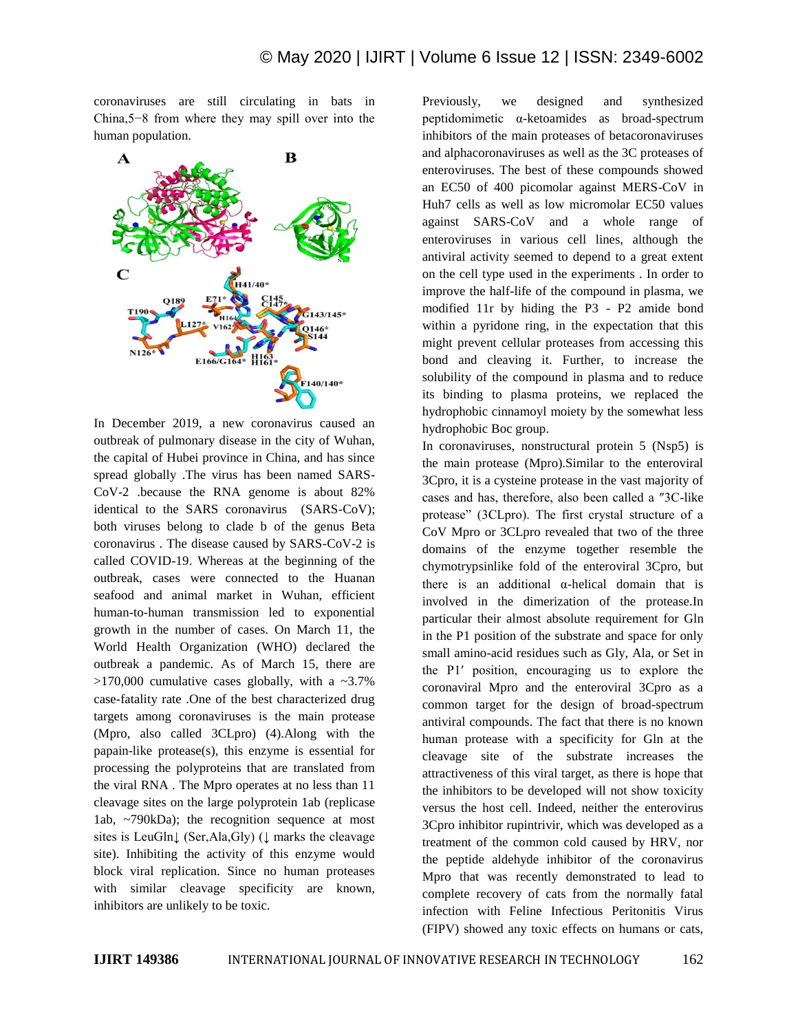coronaviruses are still circulating in bats in China,5−8 from where they may spill over into the human population.

A B

C

H41/40* E71* C145 C147* Q189 T190 H164 L127* V162* G143/145* Q146* S144 N126* E166/G164* H163 H161* F140/140*

In December 2019, a new coronavirus caused an outbreak of pulmonary disease in the city of Wuhan, the capital of Hubei province in China, and has since spread globally .The virus has been named SARS-CoV-2 .because the RNA genome is about 82% identical to the SARS coronavirus (SARS-CoV); both viruses belong to clade b of the genus Beta coronavirus . The disease caused by SARS-CoV-2 is called COVID-19. Whereas at the beginning of the outbreak, cases were connected to the Huanan seafood and animal market in Wuhan, efficient human-to-human transmission led to exponential growth in the number of cases. On March 11, the World Health Organization (WHO) declared the outbreak a pandemic. As of March 15, there are >170,000 cumulative cases globally, with a ~3.7% case-fatality rate .One of the best characterized drug targets among coronaviruses is the main protease (Mpro, also called 3CLpro) (4).Along with the papain-like protease(s), this enzyme is essential for processing the polyproteins that are translated from the viral RNA . The Mpro operates at no less than 11 cleavage sites on the large polyprotein 1ab (replicase 1ab, ~790kDa); the recognition sequence at most sites is LeuGln↓ (Ser,Ala,Gly) (↓ marks the cleavage site). Inhibiting the activity of this enzyme would block viral replication. Since no human proteases with similar cleavage specificity are known, inhibitors are unlikely to be toxic.

Previously, we designed and synthesized peptidomimetic α-ketoamides as broad-spectrum inhibitors of the main proteases of betacoronaviruses and alphacoronaviruses as well as the 3C proteases of enteroviruses. The best of these compounds showed an EC50 of 400 picomolar against MERS-CoV in Huh7 cells as well as low micromolar EC50 values against SARS-CoV and a whole range of enteroviruses in various cell lines, although the antiviral activity seemed to depend to a great extent on the cell type used in the experiments . In order to improve the half-life of the compound in plasma, we modified 11r by hiding the P3 - P2 amide bond within a pyridone ring, in the expectation that this might prevent cellular proteases from accessing this bond and cleaving it. Further, to increase the solubility of the compound in plasma and to reduce its binding to plasma proteins, we replaced the hydrophobic cinnamoyl moiety by the somewhat less hydrophobic Boc group.

In coronaviruses, nonstructural protein 5 (Nsp5) is the main protease (Mpro).Similar to the enteroviral 3Cpro, it is a cysteine protease in the vast majority of cases and has, therefore, also been called a ″3C-like protease" (3CLpro). The first crystal structure of a CoV Mpro or 3CLpro revealed that two of the three domains of the enzyme together resemble the chymotrypsinlike fold of the enteroviral 3Cpro, but there is an additional α-helical domain that is involved in the dimerization of the protease.In particular their almost absolute requirement for Gln in the P1 position of the substrate and space for only small amino-acid residues such as Gly, Ala, or Set in the P1′ position, encouraging us to explore the coronaviral Mpro and the enteroviral 3Cpro as a common target for the design of broad-spectrum antiviral compounds. The fact that there is no known human protease with a specificity for Gln at the cleavage site of the substrate increases the attractiveness of this viral target, as there is hope that the inhibitors to be developed will not show toxicity versus the host cell. Indeed, neither the enterovirus 3Cpro inhibitor rupintrivir, which was developed as a treatment of the common cold caused by HRV, nor the peptide aldehyde inhibitor of the coronavirus Mpro that was recently demonstrated to lead to complete recovery of cats from the normally fatal infection with Feline Infectious Peritonitis Virus (FIPV) showed any toxic effects on humans or cats,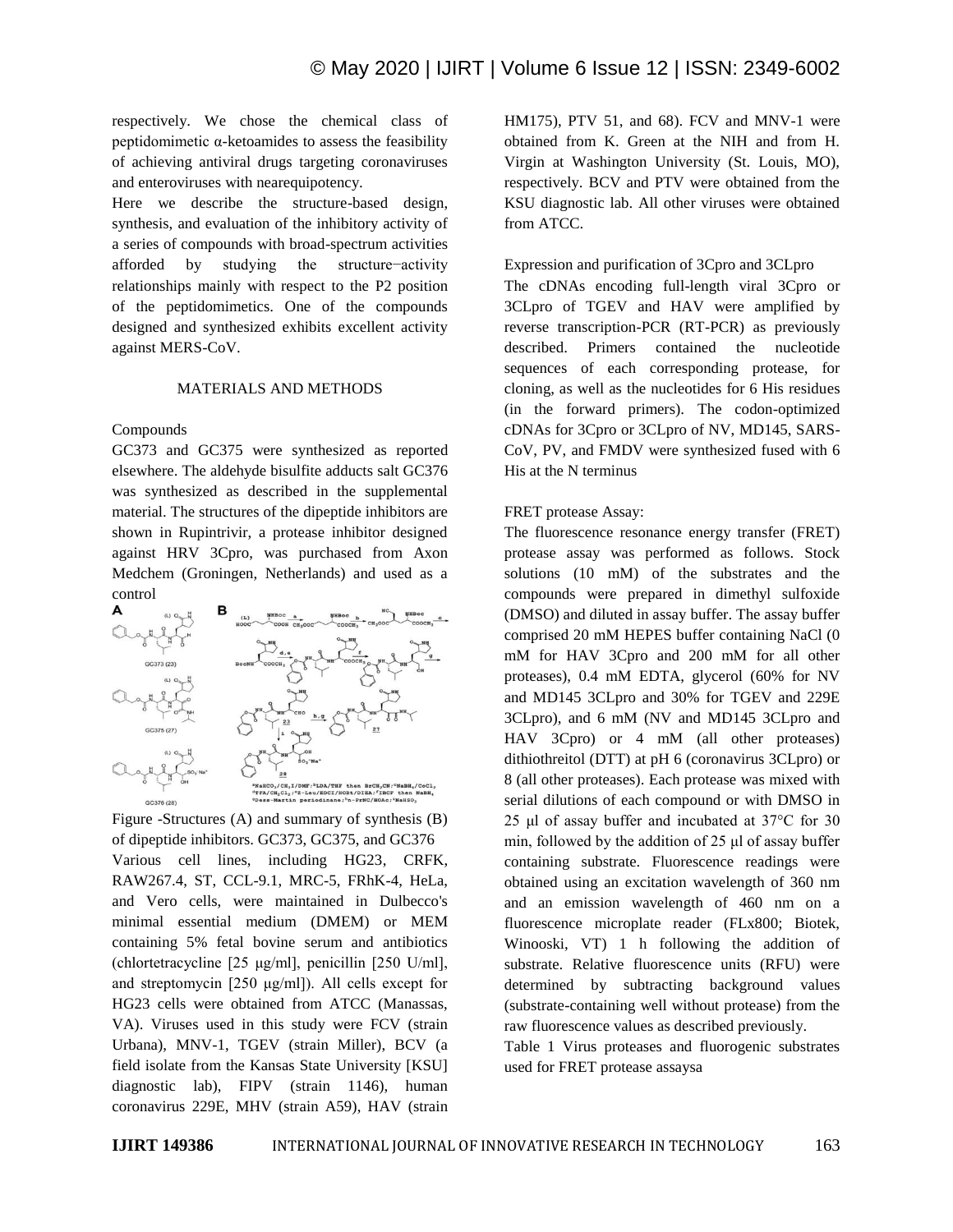respectively. We chose the chemical class of peptidomimetic α-ketoamides to assess the feasibility of achieving antiviral drugs targeting coronaviruses and enteroviruses with nearequipotency.

Here we describe the structure-based design, synthesis, and evaluation of the inhibitory activity of a series of compounds with broad-spectrum activities afforded by studying the structure−activity relationships mainly with respect to the P2 position of the peptidomimetics. One of the compounds designed and synthesized exhibits excellent activity against MERS-CoV.

## MATERIALS AND METHODS

### Compounds

GC373 and GC375 were synthesized as reported elsewhere. The aldehyde bisulfite adducts salt GC376 was synthesized as described in the supplemental material. The structures of the dipeptide inhibitors are shown in Rupintrivir, a protease inhibitor designed against HRV 3Cpro, was purchased from Axon Medchem (Groningen, Netherlands) and used as a control

Figure -Structures (A) and summary of synthesis (B) of dipeptide inhibitors. GC373, GC375, and GC376

Various cell lines, including HG23, CRFK, RAW267.4, ST, CCL-9.1, MRC-5, FRhK-4, HeLa, and Vero cells, were maintained in Dulbecco's minimal essential medium (DMEM) or MEM containing 5% fetal bovine serum and antibiotics (chlortetracycline [25 μg/ml], penicillin [250 U/ml], and streptomycin [250 μg/ml]). All cells except for HG23 cells were obtained from ATCC (Manassas, VA). Viruses used in this study were FCV (strain Urbana), MNV-1, TGEV (strain Miller), BCV (a field isolate from the Kansas State University [KSU] diagnostic lab), FIPV (strain 1146), human coronavirus 229E, MHV (strain A59), HAV (strain HM175), PTV 51, and 68). FCV and MNV-1 were obtained from K. Green at the NIH and from H. Virgin at Washington University (St. Louis, MO), respectively. BCV and PTV were obtained from the KSU diagnostic lab. All other viruses were obtained from ATCC.

### Expression and purification of 3Cpro and 3CLpro

The cDNAs encoding full-length viral 3Cpro or 3CLpro of TGEV and HAV were amplified by reverse transcription-PCR (RT-PCR) as previously described. Primers contained the nucleotide sequences of each corresponding protease, for cloning, as well as the nucleotides for 6 His residues (in the forward primers). The codon-optimized cDNAs for 3Cpro or 3CLpro of NV, MD145, SARS-CoV, PV, and FMDV were synthesized fused with 6 His at the N terminus

### FRET protease Assay:

The fluorescence resonance energy transfer (FRET) protease assay was performed as follows. Stock solutions (10 mM) of the substrates and the compounds were prepared in dimethyl sulfoxide (DMSO) and diluted in assay buffer. The assay buffer comprised 20 mM HEPES buffer containing NaCl (0 mM for HAV 3Cpro and 200 mM for all other proteases), 0.4 mM EDTA, glycerol (60% for NV and MD145 3CLpro and 30% for TGEV and 229E 3CLpro), and 6 mM (NV and MD145 3CLpro and HAV 3Cpro) or 4 mM (all other proteases) dithiothreitol (DTT) at pH 6 (coronavirus 3CLpro) or 8 (all other proteases). Each protease was mixed with serial dilutions of each compound or with DMSO in 25 μl of assay buffer and incubated at 37°C for 30 min, followed by the addition of 25 μl of assay buffer containing substrate. Fluorescence readings were obtained using an excitation wavelength of 360 nm and an emission wavelength of 460 nm on a fluorescence microplate reader (FLx800; Biotek, Winooski, VT) 1 h following the addition of substrate. Relative fluorescence units (RFU) were determined by subtracting background values (substrate-containing well without protease) from the raw fluorescence values as described previously.

Table 1 Virus proteases and fluorogenic substrates used for FRET protease assaysa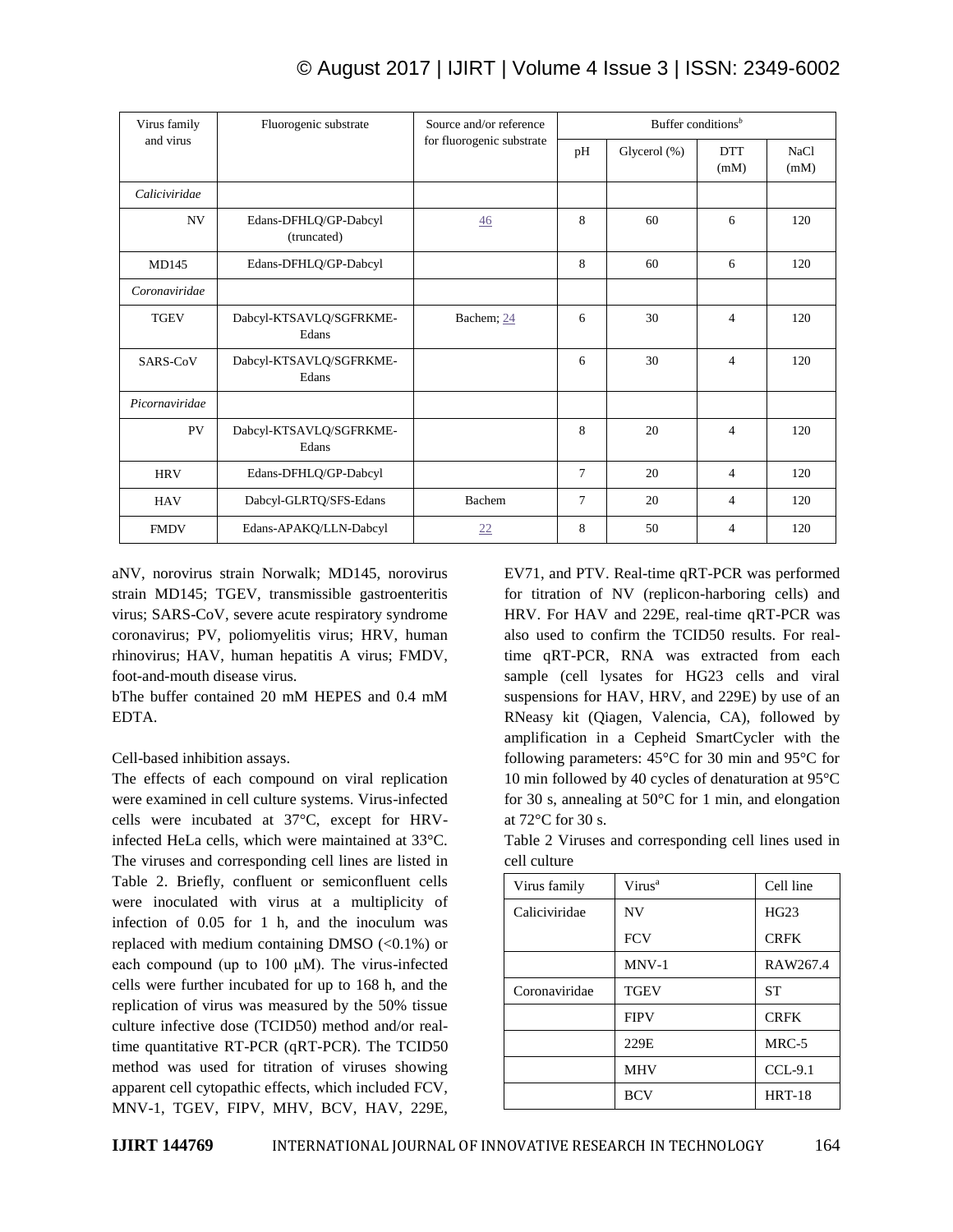| Virus family and virus | Fluorogenic substrate | Source and/or reference for fluorogenic substrate | Buffer conditions[b] | | | |
|---|---|---|---|---|---|---|
| | | | pH | Glycerol (%) | DTT (mM) | NaCl (mM) |
| *Caliciviridae* | | | | | | |
| NV | Edans-DFHLQ/GP-Dabcyl (truncated) | 46 | 8 | 60 | 6 | 120 |
| MD145 | Edans-DFHLQ/GP-Dabcyl | | 8 | 60 | 6 | 120 |
| *Coronaviridae* | | | | | | |
| TGEV | Dabcyl-KTSAVLQ/SGFRKME-Edans | Bachem; 24 | 6 | 30 | 4 | 120 |
| SARS-CoV | Dabcyl-KTSAVLQ/SGFRKME-Edans | | 6 | 30 | 4 | 120 |
| *Picornaviridae* | | | | | | |
| PV | Dabcyl-KTSAVLQ/SGFRKME-Edans | | 8 | 20 | 4 | 120 |
| HRV | Edans-DFHLQ/GP-Dabcyl | | 7 | 20 | 4 | 120 |
| HAV | Dabcyl-GLRTQ/SFS-Edans | Bachem | 7 | 20 | 4 | 120 |
| FMDV | Edans-APAKQ/LLN-Dabcyl | 22 | 8 | 50 | 4 | 120 |

aNV, norovirus strain Norwalk; MD145, norovirus strain MD145; TGEV, transmissible gastroenteritis virus; SARS-CoV, severe acute respiratory syndrome coronavirus; PV, poliomyelitis virus; HRV, human rhinovirus; HAV, human hepatitis A virus; FMDV, foot-and-mouth disease virus.

bThe buffer contained 20 mM HEPES and 0.4 mM EDTA.

Cell-based inhibition assays.

The effects of each compound on viral replication were examined in cell culture systems. Virus-infected cells were incubated at 37°C, except for HRV-infected HeLa cells, which were maintained at 33°C. The viruses and corresponding cell lines are listed in Table 2. Briefly, confluent or semiconfluent cells were inoculated with virus at a multiplicity of infection of 0.05 for 1 h, and the inoculum was replaced with medium containing DMSO (<0.1%) or each compound (up to 100 μM). The virus-infected cells were further incubated for up to 168 h, and the replication of virus was measured by the 50% tissue culture infective dose (TCID50) method and/or real-time quantitative RT-PCR (qRT-PCR). The TCID50 method was used for titration of viruses showing apparent cell cytopathic effects, which included FCV, MNV-1, TGEV, FIPV, MHV, BCV, HAV, 229E, EV71, and PTV. Real-time qRT-PCR was performed for titration of NV (replicon-harboring cells) and HRV. For HAV and 229E, real-time qRT-PCR was also used to confirm the TCID50 results. For real-time qRT-PCR, RNA was extracted from each sample (cell lysates for HG23 cells and viral suspensions for HAV, HRV, and 229E) by use of an RNeasy kit (Qiagen, Valencia, CA), followed by amplification in a Cepheid SmartCycler with the following parameters: 45°C for 30 min and 95°C for 10 min followed by 40 cycles of denaturation at 95°C for 30 s, annealing at 50°C for 1 min, and elongation at 72°C for 30 s.

Table 2 Viruses and corresponding cell lines used in cell culture

| Virus family | Virus[a] | Cell line |
|---|---|---|
| Caliciviridae | NV | HG23 |
| | FCV | CRFK |
| | MNV-1 | RAW267.4 |
| Coronaviridae | TGEV | ST |
| | FIPV | CRFK |
| | 229E | MRC-5 |
| | MHV | CCL-9.1 |
| | BCV | HRT-18 |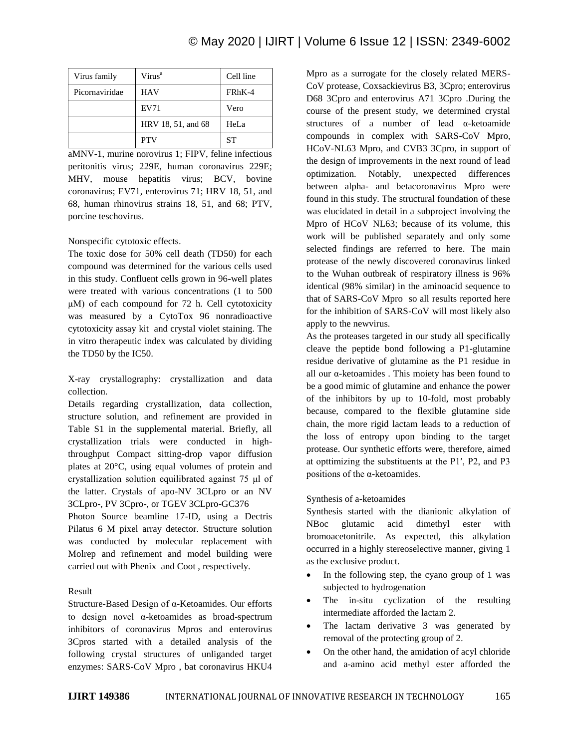| Virus family | Virus[a] | Cell line |
|---|---|---|
| Picornaviridae | HAV | FRhK-4 |
| | EV71 | Vero |
| | HRV 18, 51, and 68 | HeLa |
| | PTV | ST |

aMNV-1, murine norovirus 1; FIPV, feline infectious peritonitis virus; 229E, human coronavirus 229E; MHV, mouse hepatitis virus; BCV, bovine coronavirus; EV71, enterovirus 71; HRV 18, 51, and 68, human rhinovirus strains 18, 51, and 68; PTV, porcine teschovirus.

Nonspecific cytotoxic effects.

The toxic dose for 50% cell death (TD50) for each compound was determined for the various cells used in this study. Confluent cells grown in 96-well plates were treated with various concentrations (1 to 500 μM) of each compound for 72 h. Cell cytotoxicity was measured by a CytoTox 96 nonradioactive cytotoxicity assay kit and crystal violet staining. The in vitro therapeutic index was calculated by dividing the TD50 by the IC50.

X-ray crystallography: crystallization and data collection.

Details regarding crystallization, data collection, structure solution, and refinement are provided in Table S1 in the supplemental material. Briefly, all crystallization trials were conducted in high-throughput Compact sitting-drop vapor diffusion plates at 20°C, using equal volumes of protein and crystallization solution equilibrated against 75 μl of the latter. Crystals of apo-NV 3CLpro or an NV 3CLpro-, PV 3Cpro-, or TGEV 3CLpro-GC376 Photon Source beamline 17-ID, using a Dectris Pilatus 6 M pixel array detector. Structure solution was conducted by molecular replacement with Molrep and refinement and model building were carried out with Phenix and Coot , respectively.

Result

Structure-Based Design of α-Ketoamides. Our efforts to design novel α-ketoamides as broad-spectrum inhibitors of coronavirus Mpros and enterovirus 3Cpros started with a detailed analysis of the following crystal structures of unliganded target enzymes: SARS-CoV Mpro , bat coronavirus HKU4 Mpro as a surrogate for the closely related MERS-CoV protease, Coxsackievirus B3, 3Cpro; enterovirus D68 3Cpro and enterovirus A71 3Cpro .During the course of the present study, we determined crystal structures of a number of lead α-ketoamide compounds in complex with SARS-CoV Mpro, HCoV-NL63 Mpro, and CVB3 3Cpro, in support of the design of improvements in the next round of lead optimization. Notably, unexpected differences between alpha- and betacoronavirus Mpro were found in this study. The structural foundation of these was elucidated in detail in a subproject involving the Mpro of HCoV NL63; because of its volume, this work will be published separately and only some selected findings are referred to here. The main protease of the newly discovered coronavirus linked to the Wuhan outbreak of respiratory illness is 96% identical (98% similar) in the aminoacid sequence to that of SARS-CoV Mpro so all results reported here for the inhibition of SARS-CoV will most likely also apply to the newvirus.

As the proteases targeted in our study all specifically cleave the peptide bond following a P1-glutamine residue derivative of glutamine as the P1 residue in all our α-ketoamides . This moiety has been found to be a good mimic of glutamine and enhance the power of the inhibitors by up to 10-fold, most probably because, compared to the flexible glutamine side chain, the more rigid lactam leads to a reduction of the loss of entropy upon binding to the target protease. Our synthetic efforts were, therefore, aimed at opttimizing the substituents at the P1′, P2, and P3 positions of the α-ketoamides.

Synthesis of a-ketoamides

Synthesis started with the dianionic alkylation of NBoc glutamic acid dimethyl ester with bromoacetonitrile. As expected, this alkylation occurred in a highly stereoselective manner, giving 1 as the exclusive product.

- In the following step, the cyano group of 1 was subjected to hydrogenation
- The in-situ cyclization of the resulting intermediate afforded the lactam 2.
- The lactam derivative 3 was generated by removal of the protecting group of 2.
- On the other hand, the amidation of acyl chloride and a-amino acid methyl ester afforded the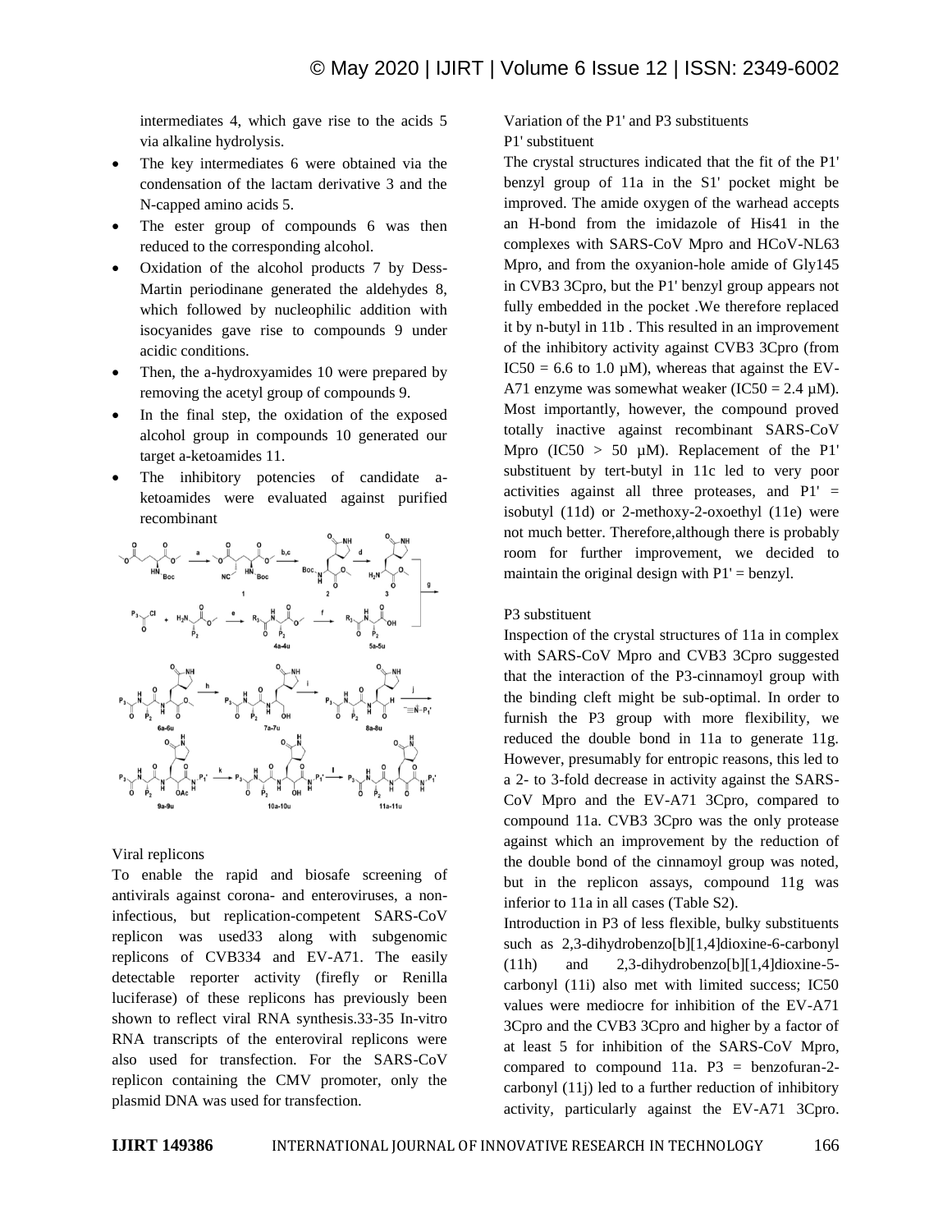intermediates 4, which gave rise to the acids 5 via alkaline hydrolysis.

- The key intermediates 6 were obtained via the condensation of the lactam derivative 3 and the N-capped amino acids 5.
- The ester group of compounds 6 was then reduced to the corresponding alcohol.
- Oxidation of the alcohol products 7 by Dess-Martin periodinane generated the aldehydes 8, which followed by nucleophilic addition with isocyanides gave rise to compounds 9 under acidic conditions.
- Then, the a-hydroxyamides 10 were prepared by removing the acetyl group of compounds 9.
- In the final step, the oxidation of the exposed alcohol group in compounds 10 generated our target a-ketoamides 11.
- The inhibitory potencies of candidate a-ketoamides were evaluated against purified recombinant

## Viral replicons

To enable the rapid and biosafe screening of antivirals against corona- and enteroviruses, a non-infectious, but replication-competent SARS-CoV replicon was used33 along with subgenomic replicons of CVB334 and EV-A71. The easily detectable reporter activity (firefly or Renilla luciferase) of these replicons has previously been shown to reflect viral RNA synthesis.33-35 In-vitro RNA transcripts of the enteroviral replicons were also used for transfection. For the SARS-CoV replicon containing the CMV promoter, only the plasmid DNA was used for transfection.

## Variation of the P1' and P3 substituents

### P1' substituent

The crystal structures indicated that the fit of the P1' benzyl group of 11a in the S1' pocket might be improved. The amide oxygen of the warhead accepts an H-bond from the imidazole of His41 in the complexes with SARS-CoV Mpro and HCoV-NL63 Mpro, and from the oxyanion-hole amide of Gly145 in CVB3 3Cpro, but the P1' benzyl group appears not fully embedded in the pocket .We therefore replaced it by n-butyl in 11b . This resulted in an improvement of the inhibitory activity against CVB3 3Cpro (from IC50 = 6.6 to 1.0 µM), whereas that against the EV-A71 enzyme was somewhat weaker (IC50 = 2.4 µM). Most importantly, however, the compound proved totally inactive against recombinant SARS-CoV Mpro (IC50 > 50 µM). Replacement of the P1' substituent by tert-butyl in 11c led to very poor activities against all three proteases, and P1' = isobutyl (11d) or 2-methoxy-2-oxoethyl (11e) were not much better. Therefore,although there is probably room for further improvement, we decided to maintain the original design with P1' = benzyl.

### P3 substituent

Inspection of the crystal structures of 11a in complex with SARS-CoV Mpro and CVB3 3Cpro suggested that the interaction of the P3-cinnamoyl group with the binding cleft might be sub-optimal. In order to furnish the P3 group with more flexibility, we reduced the double bond in 11a to generate 11g. However, presumably for entropic reasons, this led to a 2- to 3-fold decrease in activity against the SARS-CoV Mpro and the EV-A71 3Cpro, compared to compound 11a. CVB3 3Cpro was the only protease against which an improvement by the reduction of the double bond of the cinnamoyl group was noted, but in the replicon assays, compound 11g was inferior to 11a in all cases (Table S2).

Introduction in P3 of less flexible, bulky substituents such as 2,3-dihydrobenzo[b][1,4]dioxine-6-carbonyl (11h) and 2,3-dihydrobenzo[b][1,4]dioxine-5-carbonyl (11i) also met with limited success; IC50 values were mediocre for inhibition of the EV-A71 3Cpro and the CVB3 3Cpro and higher by a factor of at least 5 for inhibition of the SARS-CoV Mpro, compared to compound 11a. P3 = benzofuran-2-carbonyl (11j) led to a further reduction of inhibitory activity, particularly against the EV-A71 3Cpro.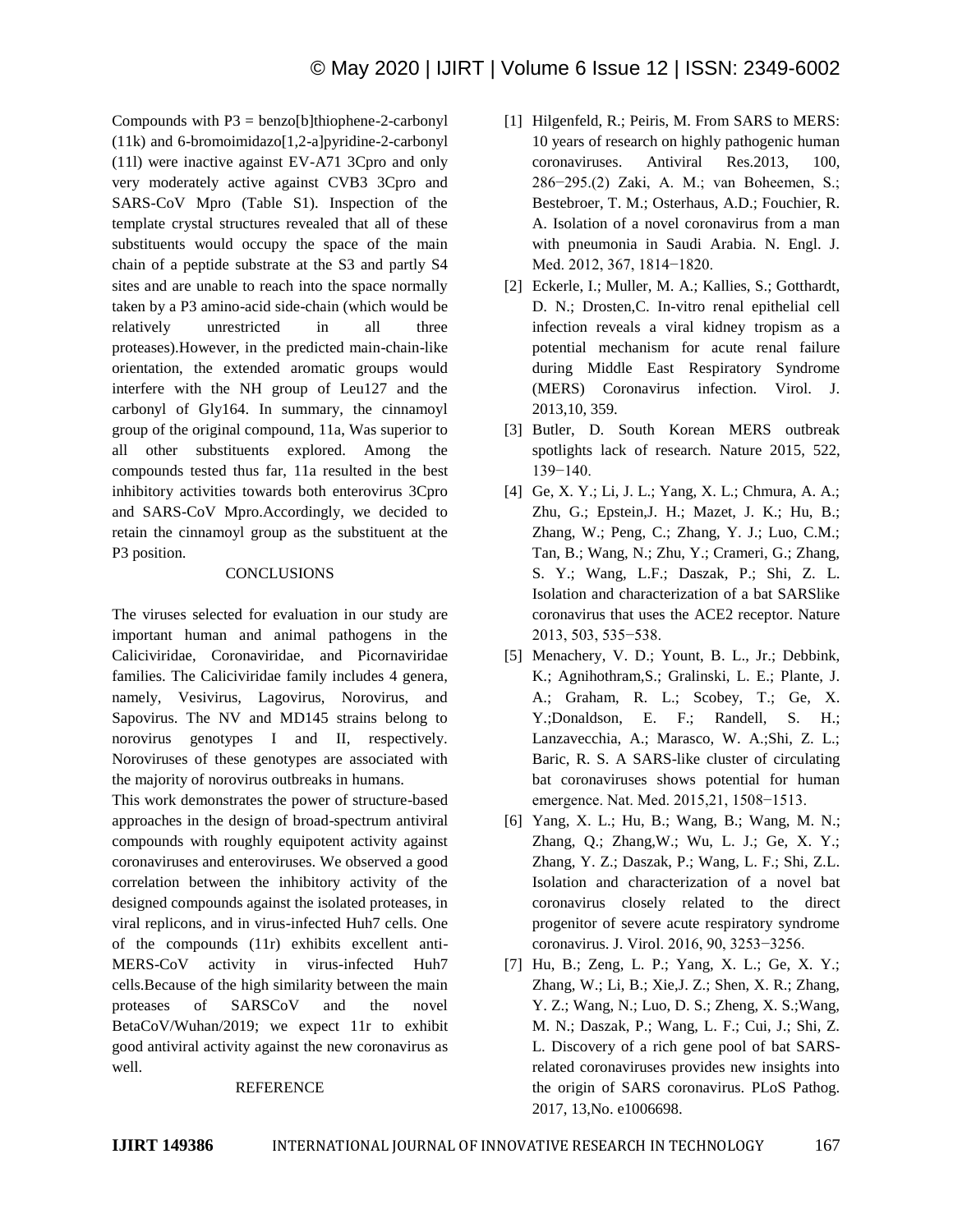Compounds with P3 = benzo[b]thiophene-2-carbonyl (11k) and 6-bromoimidazo[1,2-a]pyridine-2-carbonyl (11l) were inactive against EV-A71 3Cpro and only very moderately active against CVB3 3Cpro and SARS-CoV Mpro (Table S1). Inspection of the template crystal structures revealed that all of these substituents would occupy the space of the main chain of a peptide substrate at the S3 and partly S4 sites and are unable to reach into the space normally taken by a P3 amino-acid side-chain (which would be relatively unrestricted in all three proteases).However, in the predicted main-chain-like orientation, the extended aromatic groups would interfere with the NH group of Leu127 and the carbonyl of Gly164. In summary, the cinnamoyl group of the original compound, 11a, Was superior to all other substituents explored. Among the compounds tested thus far, 11a resulted in the best inhibitory activities towards both enterovirus 3Cpro and SARS-CoV Mpro.Accordingly, we decided to retain the cinnamoyl group as the substituent at the P3 position.

## CONCLUSIONS

The viruses selected for evaluation in our study are important human and animal pathogens in the Caliciviridae, Coronaviridae, and Picornaviridae families. The Caliciviridae family includes 4 genera, namely, Vesivirus, Lagovirus, Norovirus, and Sapovirus. The NV and MD145 strains belong to norovirus genotypes I and II, respectively. Noroviruses of these genotypes are associated with the majority of norovirus outbreaks in humans.

This work demonstrates the power of structure-based approaches in the design of broad-spectrum antiviral compounds with roughly equipotent activity against coronaviruses and enteroviruses. We observed a good correlation between the inhibitory activity of the designed compounds against the isolated proteases, in viral replicons, and in virus-infected Huh7 cells. One of the compounds (11r) exhibits excellent anti-MERS-CoV activity in virus-infected Huh7 cells.Because of the high similarity between the main proteases of SARSCoV and the novel BetaCoV/Wuhan/2019; we expect 11r to exhibit good antiviral activity against the new coronavirus as well.

## REFERENCE

[1] Hilgenfeld, R.; Peiris, M. From SARS to MERS: 10 years of research on highly pathogenic human coronaviruses. Antiviral Res.2013, 100, 286−295.(2) Zaki, A. M.; van Boheemen, S.; Bestebroer, T. M.; Osterhaus, A.D.; Fouchier, R. A. Isolation of a novel coronavirus from a man with pneumonia in Saudi Arabia. N. Engl. J. Med. 2012, 367, 1814−1820.

[2] Eckerle, I.; Muller, M. A.; Kallies, S.; Gotthardt, D. N.; Drosten,C. In-vitro renal epithelial cell infection reveals a viral kidney tropism as a potential mechanism for acute renal failure during Middle East Respiratory Syndrome (MERS) Coronavirus infection. Virol. J. 2013,10, 359.

[3] Butler, D. South Korean MERS outbreak spotlights lack of research. Nature 2015, 522, 139−140.

[4] Ge, X. Y.; Li, J. L.; Yang, X. L.; Chmura, A. A.; Zhu, G.; Epstein,J. H.; Mazet, J. K.; Hu, B.; Zhang, W.; Peng, C.; Zhang, Y. J.; Luo, C.M.; Tan, B.; Wang, N.; Zhu, Y.; Crameri, G.; Zhang, S. Y.; Wang, L.F.; Daszak, P.; Shi, Z. L. Isolation and characterization of a bat SARSlike coronavirus that uses the ACE2 receptor. Nature 2013, 503, 535−538.

[5] Menachery, V. D.; Yount, B. L., Jr.; Debbink, K.; Agnihothram,S.; Gralinski, L. E.; Plante, J. A.; Graham, R. L.; Scobey, T.; Ge, X. Y.;Donaldson, E. F.; Randell, S. H.; Lanzavecchia, A.; Marasco, W. A.;Shi, Z. L.; Baric, R. S. A SARS-like cluster of circulating bat coronaviruses shows potential for human emergence. Nat. Med. 2015,21, 1508−1513.

[6] Yang, X. L.; Hu, B.; Wang, B.; Wang, M. N.; Zhang, Q.; Zhang,W.; Wu, L. J.; Ge, X. Y.; Zhang, Y. Z.; Daszak, P.; Wang, L. F.; Shi, Z.L. Isolation and characterization of a novel bat coronavirus closely related to the direct progenitor of severe acute respiratory syndrome coronavirus. J. Virol. 2016, 90, 3253−3256.

[7] Hu, B.; Zeng, L. P.; Yang, X. L.; Ge, X. Y.; Zhang, W.; Li, B.; Xie,J. Z.; Shen, X. R.; Zhang, Y. Z.; Wang, N.; Luo, D. S.; Zheng, X. S.;Wang, M. N.; Daszak, P.; Wang, L. F.; Cui, J.; Shi, Z. L. Discovery of a rich gene pool of bat SARS-related coronaviruses provides new insights into the origin of SARS coronavirus. PLoS Pathog. 2017, 13,No. e1006698.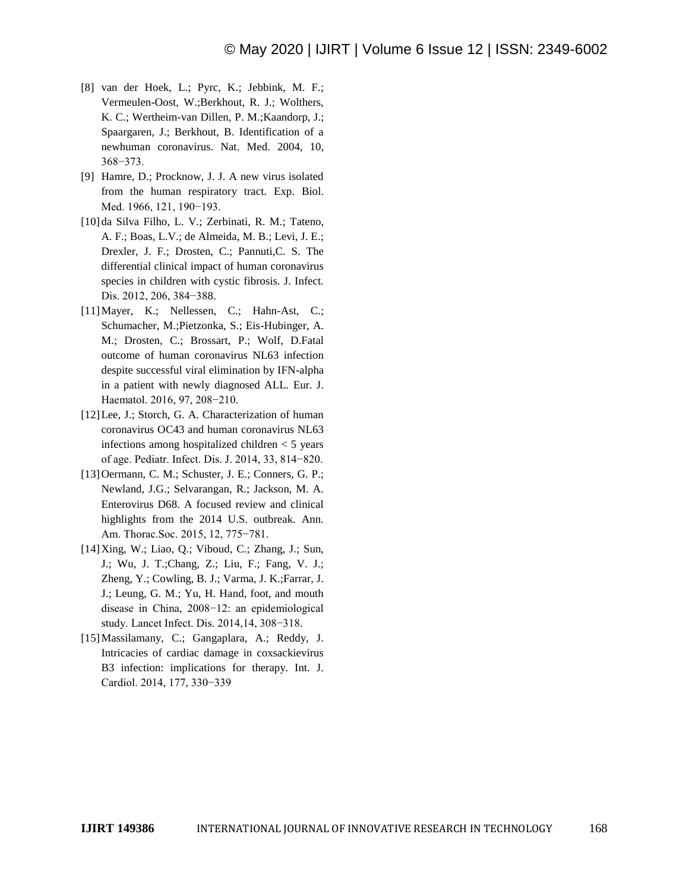[8] van der Hoek, L.; Pyrc, K.; Jebbink, M. F.; Vermeulen-Oost, W.;Berkhout, R. J.; Wolthers, K. C.; Wertheim-van Dillen, P. M.;Kaandorp, J.; Spaargaren, J.; Berkhout, B. Identification of a newhuman coronavirus. Nat. Med. 2004, 10, 368−373.

[9] Hamre, D.; Procknow, J. J. A new virus isolated from the human respiratory tract. Exp. Biol. Med. 1966, 121, 190−193.

[10] da Silva Filho, L. V.; Zerbinati, R. M.; Tateno, A. F.; Boas, L.V.; de Almeida, M. B.; Levi, J. E.; Drexler, J. F.; Drosten, C.; Pannuti,C. S. The differential clinical impact of human coronavirus species in children with cystic fibrosis. J. Infect. Dis. 2012, 206, 384−388.

[11] Mayer, K.; Nellessen, C.; Hahn-Ast, C.; Schumacher, M.;Pietzonka, S.; Eis-Hubinger, A. M.; Drosten, C.; Brossart, P.; Wolf, D.Fatal outcome of human coronavirus NL63 infection despite successful viral elimination by IFN-alpha in a patient with newly diagnosed ALL. Eur. J. Haematol. 2016, 97, 208−210.

[12] Lee, J.; Storch, G. A. Characterization of human coronavirus OC43 and human coronavirus NL63 infections among hospitalized children < 5 years of age. Pediatr. Infect. Dis. J. 2014, 33, 814−820.

[13] Oermann, C. M.; Schuster, J. E.; Conners, G. P.; Newland, J.G.; Selvarangan, R.; Jackson, M. A. Enterovirus D68. A focused review and clinical highlights from the 2014 U.S. outbreak. Ann. Am. Thorac.Soc. 2015, 12, 775−781.

[14] Xing, W.; Liao, Q.; Viboud, C.; Zhang, J.; Sun, J.; Wu, J. T.;Chang, Z.; Liu, F.; Fang, V. J.; Zheng, Y.; Cowling, B. J.; Varma, J. K.;Farrar, J. J.; Leung, G. M.; Yu, H. Hand, foot, and mouth disease in China, 2008−12: an epidemiological study. Lancet Infect. Dis. 2014,14, 308−318.

[15] Massilamany, C.; Gangaplara, A.; Reddy, J. Intricacies of cardiac damage in coxsackievirus B3 infection: implications for therapy. Int. J. Cardiol. 2014, 177, 330−339